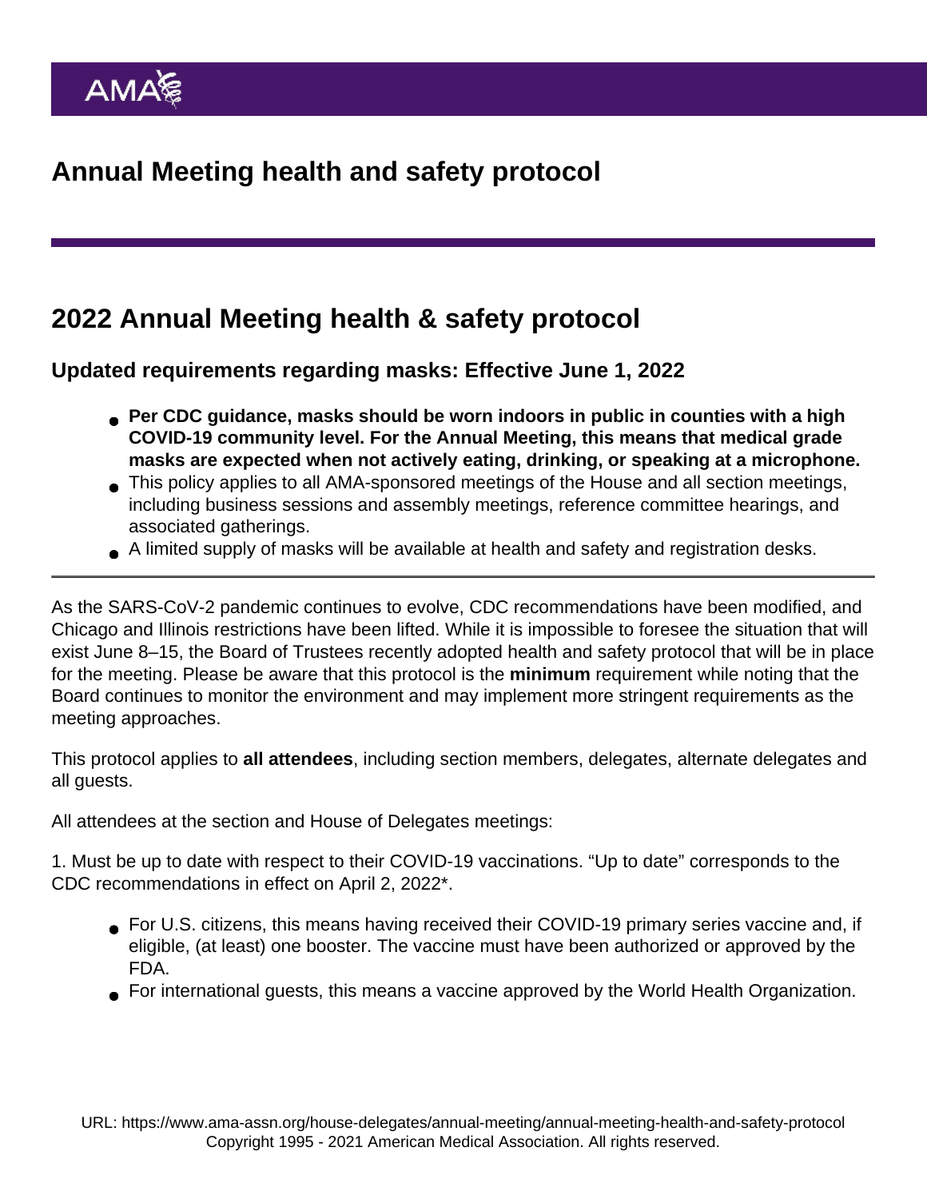# Annual Meeting health and safety protocol

## 2022 Annual Meeting health & safety protocol

### Updated requirements regarding masks: Effective June 1, 2022

- **Per CDC guidance, masks should be worn indoors in public in counties with a high COVID-19 community level. For the Annual Meeting, this means that medical grade masks are expected when not actively eating, drinking, or speaking at a microphone.**
- This policy applies to all AMA-sponsored meetings of the House and all section meetings, including business sessions and assembly meetings, reference committee hearings, and associated gatherings.
- A limited supply of masks will be available at health and safety and registration desks.

---

As the SARS-CoV-2 pandemic continues to evolve, CDC recommendations have been modified, and Chicago and Illinois restrictions have been lifted. While it is impossible to foresee the situation that will exist June 8–15, the Board of Trustees recently adopted health and safety protocol that will be in place for the meeting. Please be aware that this protocol is the **minimum** requirement while noting that the Board continues to monitor the environment and may implement more stringent requirements as the meeting approaches.

This protocol applies to **all attendees**, including section members, delegates, alternate delegates and all guests.

All attendees at the section and House of Delegates meetings:

1. Must be up to date with respect to their COVID-19 vaccinations. "Up to date" corresponds to the CDC recommendations in effect on April 2, 2022*.

   - For U.S. citizens, this means having received their COVID-19 primary series vaccine and, if eligible, (at least) one booster. The vaccine must have been authorized or approved by the FDA.
   - For international guests, this means a vaccine approved by the World Health Organization.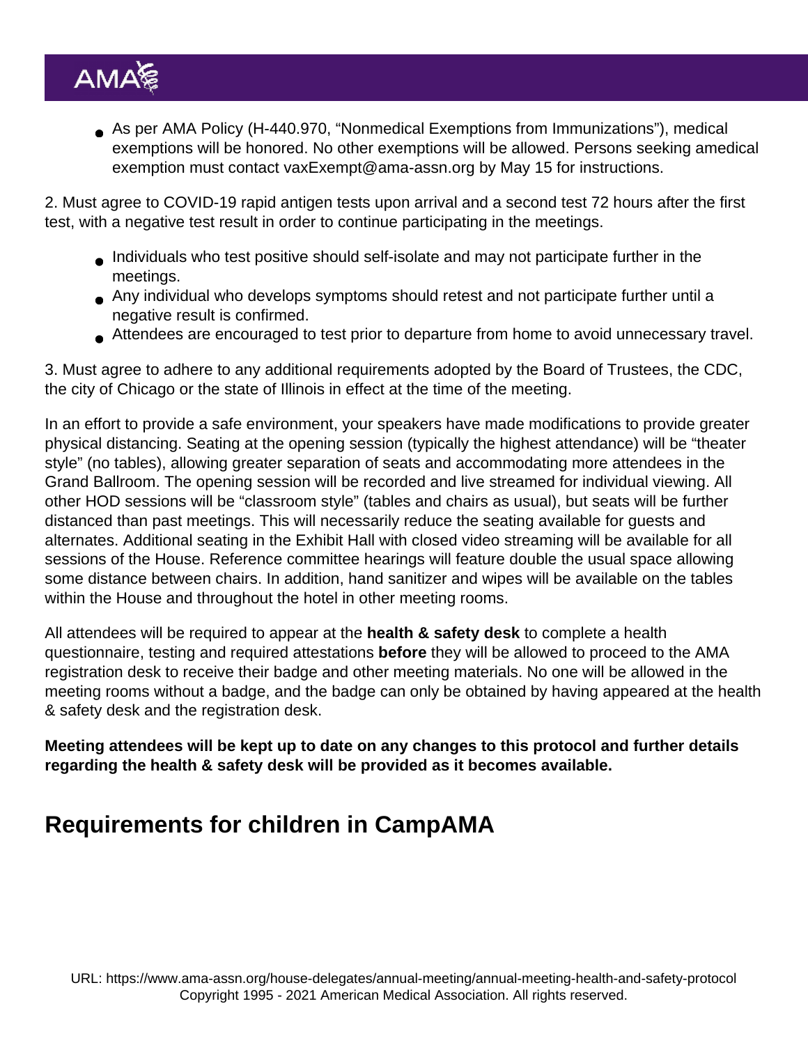- As per AMA Policy (H-440.970, “Nonmedical Exemptions from Immunizations”), medical exemptions will be honored. No other exemptions will be allowed. Persons seeking amedical exemption must contact vaxExempt@ama-assn.org by May 15 for instructions.

2. Must agree to COVID-19 rapid antigen tests upon arrival and a second test 72 hours after the first test, with a negative test result in order to continue participating in the meetings.

- Individuals who test positive should self-isolate and may not participate further in the meetings.
- Any individual who develops symptoms should retest and not participate further until a negative result is confirmed.
- Attendees are encouraged to test prior to departure from home to avoid unnecessary travel.

3. Must agree to adhere to any additional requirements adopted by the Board of Trustees, the CDC, the city of Chicago or the state of Illinois in effect at the time of the meeting.

In an effort to provide a safe environment, your speakers have made modifications to provide greater physical distancing. Seating at the opening session (typically the highest attendance) will be “theater style” (no tables), allowing greater separation of seats and accommodating more attendees in the Grand Ballroom. The opening session will be recorded and live streamed for individual viewing. All other HOD sessions will be “classroom style” (tables and chairs as usual), but seats will be further distanced than past meetings. This will necessarily reduce the seating available for guests and alternates. Additional seating in the Exhibit Hall with closed video streaming will be available for all sessions of the House. Reference committee hearings will feature double the usual space allowing some distance between chairs. In addition, hand sanitizer and wipes will be available on the tables within the House and throughout the hotel in other meeting rooms.

All attendees will be required to appear at the **health & safety desk** to complete a health questionnaire, testing and required attestations **before** they will be allowed to proceed to the AMA registration desk to receive their badge and other meeting materials. No one will be allowed in the meeting rooms without a badge, and the badge can only be obtained by having appeared at the health & safety desk and the registration desk.

**Meeting attendees will be kept up to date on any changes to this protocol and further details regarding the health & safety desk will be provided as it becomes available.**

## Requirements for children in CampAMA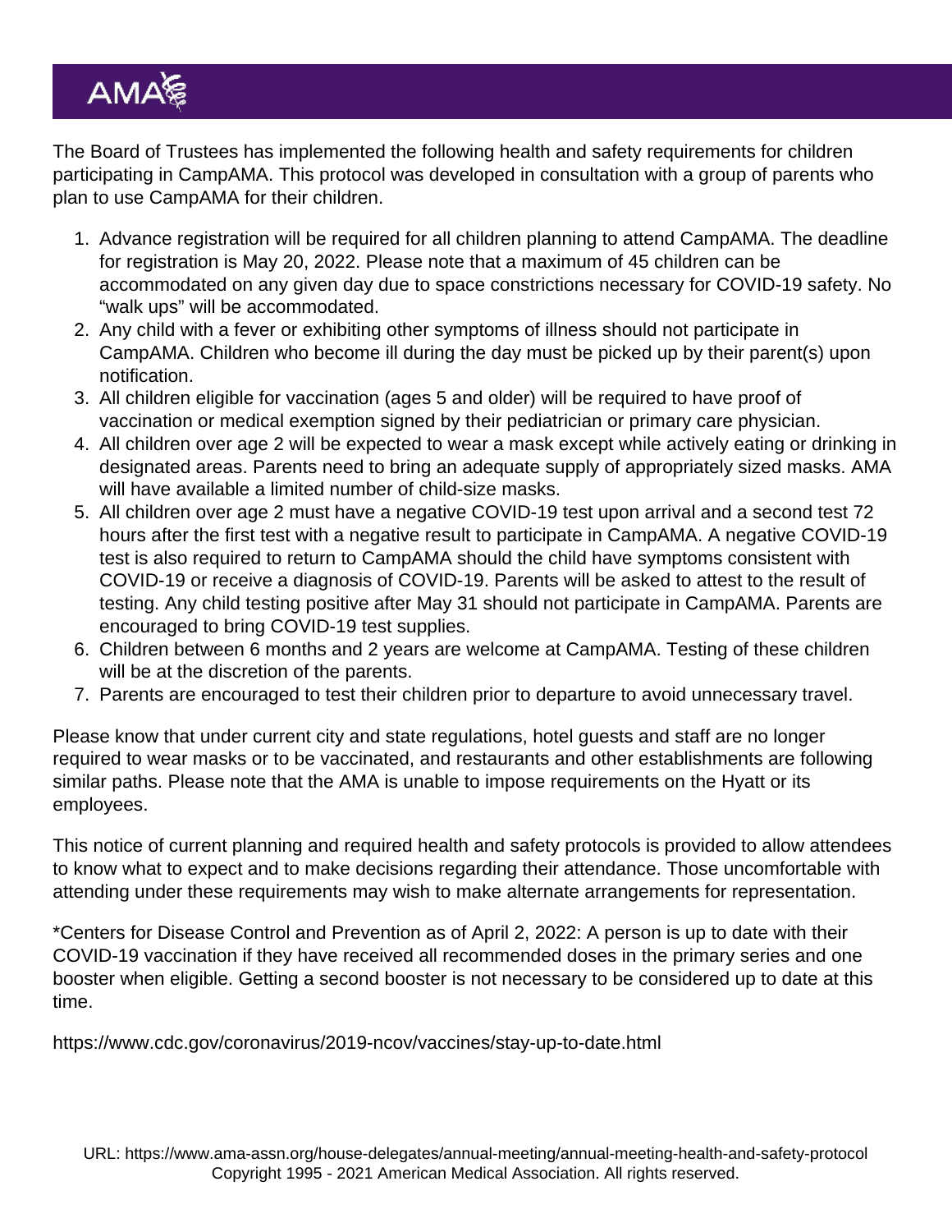The Board of Trustees has implemented the following health and safety requirements for children participating in CampAMA. This protocol was developed in consultation with a group of parents who plan to use CampAMA for their children.

1. Advance registration will be required for all children planning to attend CampAMA. The deadline for registration is May 20, 2022. Please note that a maximum of 45 children can be accommodated on any given day due to space constrictions necessary for COVID-19 safety. No "walk ups" will be accommodated.
2. Any child with a fever or exhibiting other symptoms of illness should not participate in CampAMA. Children who become ill during the day must be picked up by their parent(s) upon notification.
3. All children eligible for vaccination (ages 5 and older) will be required to have proof of vaccination or medical exemption signed by their pediatrician or primary care physician.
4. All children over age 2 will be expected to wear a mask except while actively eating or drinking in designated areas. Parents need to bring an adequate supply of appropriately sized masks. AMA will have available a limited number of child-size masks.
5. All children over age 2 must have a negative COVID-19 test upon arrival and a second test 72 hours after the first test with a negative result to participate in CampAMA. A negative COVID-19 test is also required to return to CampAMA should the child have symptoms consistent with COVID-19 or receive a diagnosis of COVID-19. Parents will be asked to attest to the result of testing. Any child testing positive after May 31 should not participate in CampAMA. Parents are encouraged to bring COVID-19 test supplies.
6. Children between 6 months and 2 years are welcome at CampAMA. Testing of these children will be at the discretion of the parents.
7. Parents are encouraged to test their children prior to departure to avoid unnecessary travel.

Please know that under current city and state regulations, hotel guests and staff are no longer required to wear masks or to be vaccinated, and restaurants and other establishments are following similar paths. Please note that the AMA is unable to impose requirements on the Hyatt or its employees.

This notice of current planning and required health and safety protocols is provided to allow attendees to know what to expect and to make decisions regarding their attendance. Those uncomfortable with attending under these requirements may wish to make alternate arrangements for representation.

*Centers for Disease Control and Prevention as of April 2, 2022: A person is up to date with their COVID-19 vaccination if they have received all recommended doses in the primary series and one booster when eligible. Getting a second booster is not necessary to be considered up to date at this time.

https://www.cdc.gov/coronavirus/2019-ncov/vaccines/stay-up-to-date.html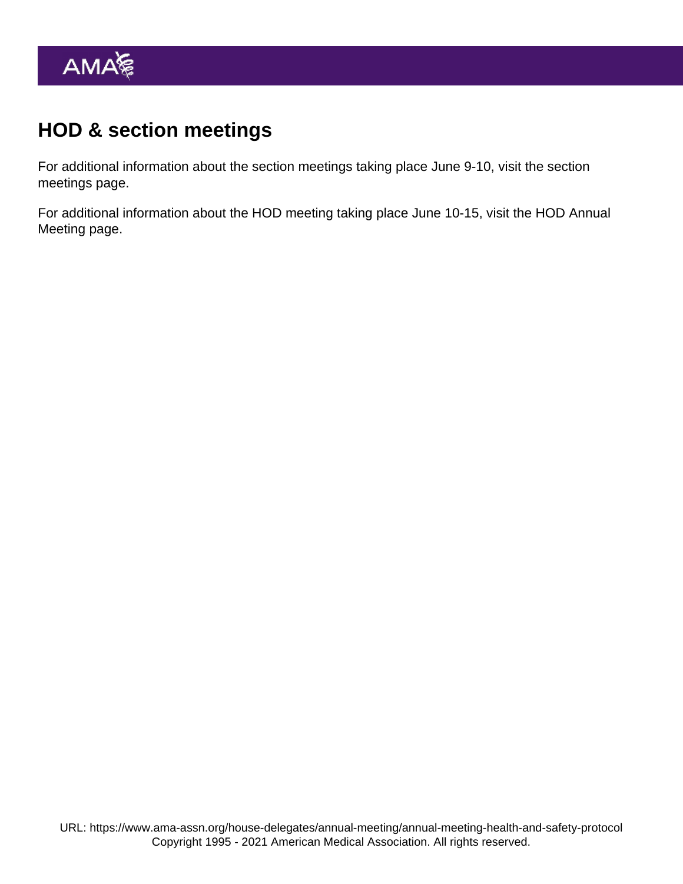## HOD & section meetings

For additional information about the section meetings taking place June 9-10, visit the section meetings page.

For additional information about the HOD meeting taking place June 10-15, visit the HOD Annual Meeting page.